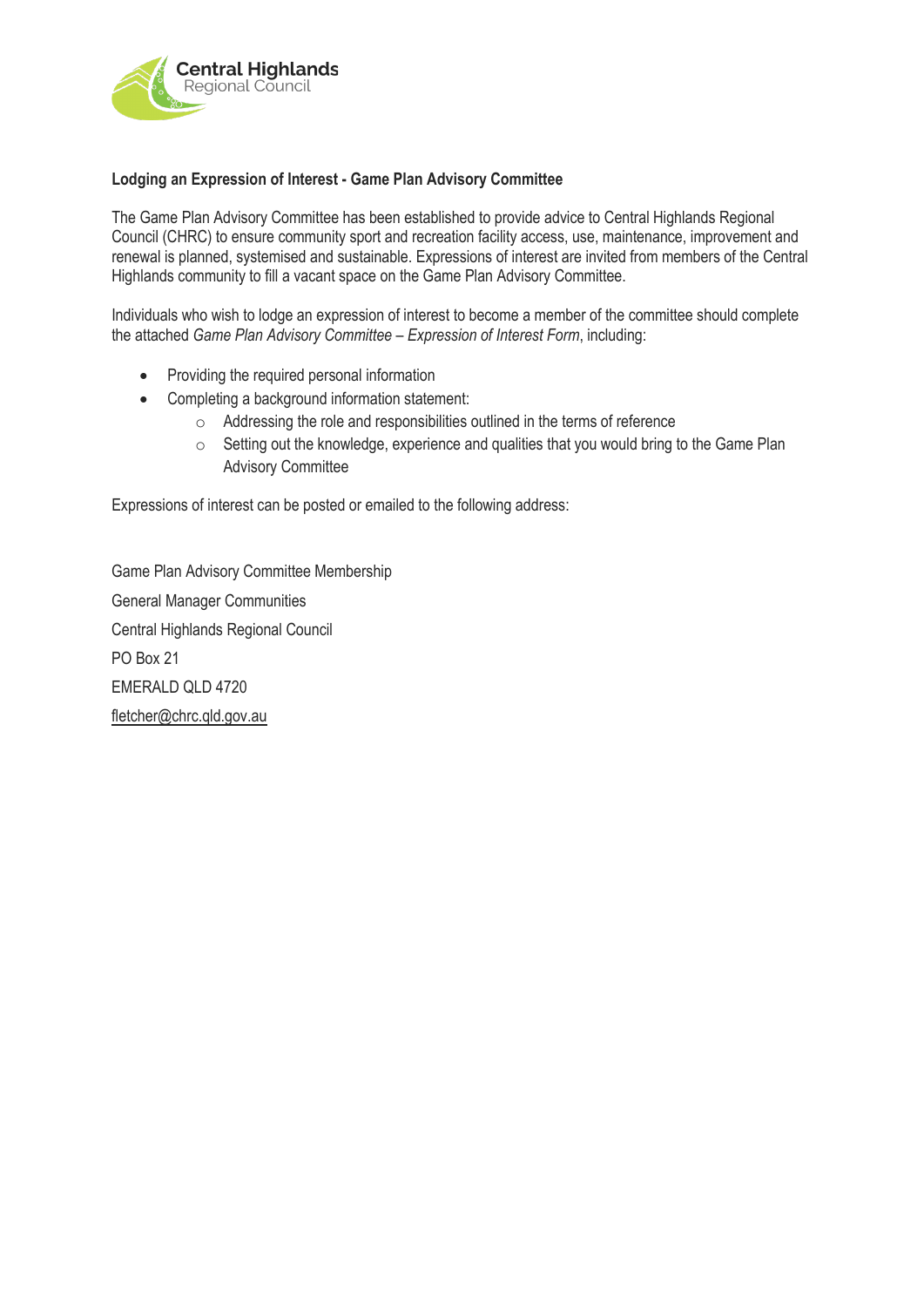Central Highlands
Regional Council

**Lodging an Expression of Interest - Game Plan Advisory Committee**

The Game Plan Advisory Committee has been established to provide advice to Central Highlands Regional Council (CHRC) to ensure community sport and recreation facility access, use, maintenance, improvement and renewal is planned, systemised and sustainable. Expressions of interest are invited from members of the Central Highlands community to fill a vacant space on the Game Plan Advisory Committee.

Individuals who wish to lodge an expression of interest to become a member of the committee should complete the attached *Game Plan Advisory Committee – Expression of Interest Form*, including:

- Providing the required personal information
- Completing a background information statement:
  - Addressing the role and responsibilities outlined in the terms of reference
  - Setting out the knowledge, experience and qualities that you would bring to the Game Plan Advisory Committee

Expressions of interest can be posted or emailed to the following address:

Game Plan Advisory Committee Membership
General Manager Communities
Central Highlands Regional Council
PO Box 21
EMERALD QLD 4720
fletcher@chrc.qld.gov.au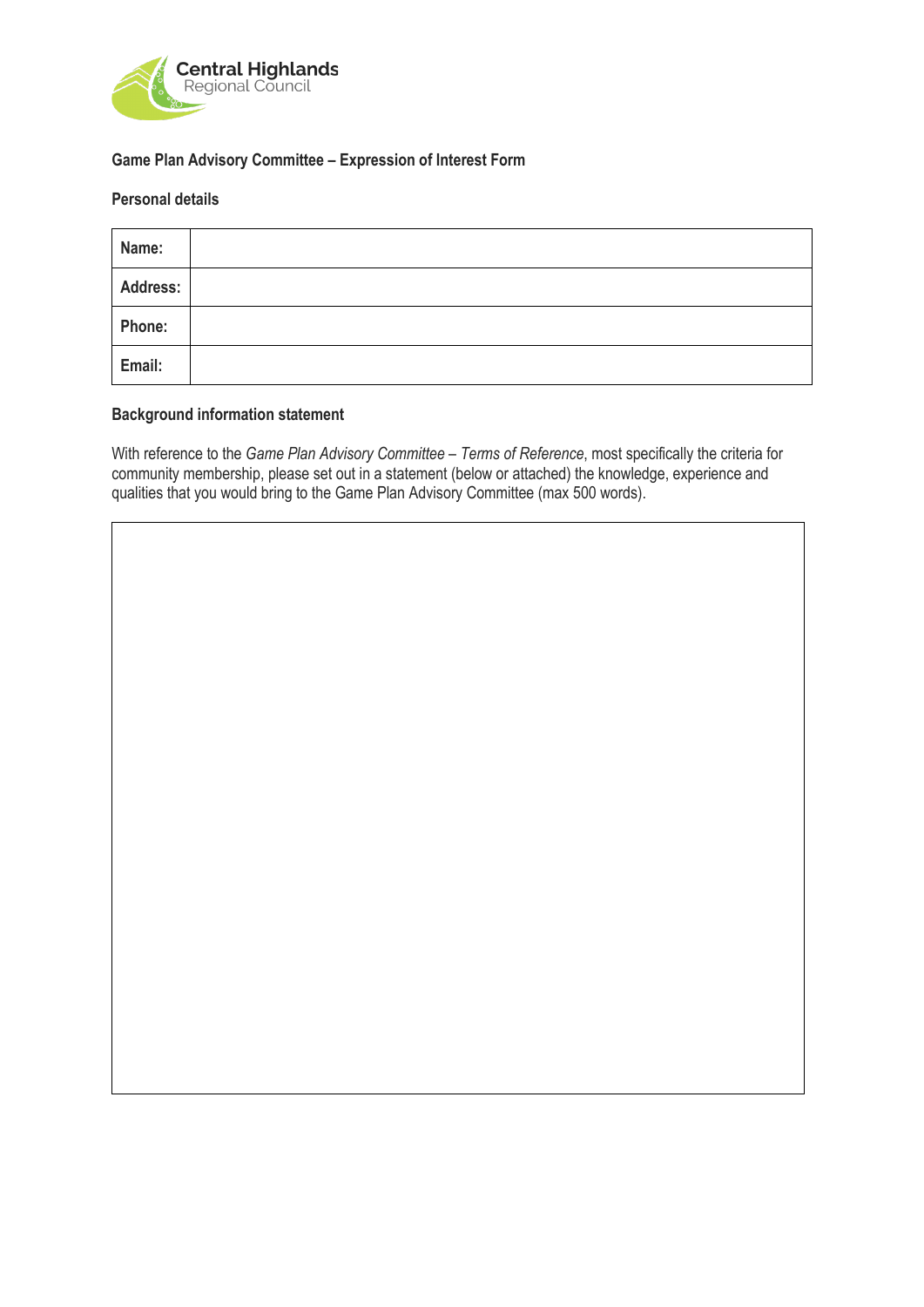Central Highlands Regional Council

**Game Plan Advisory Committee – Expression of Interest Form**

**Personal details**

| **Name:** | |
|---|---|
| **Address:** | |
| **Phone:** | |
| **Email:** | |

**Background information statement**

With reference to the *Game Plan Advisory Committee – Terms of Reference*, most specifically the criteria for community membership, please set out in a statement (below or attached) the knowledge, experience and qualities that you would bring to the Game Plan Advisory Committee (max 500 words).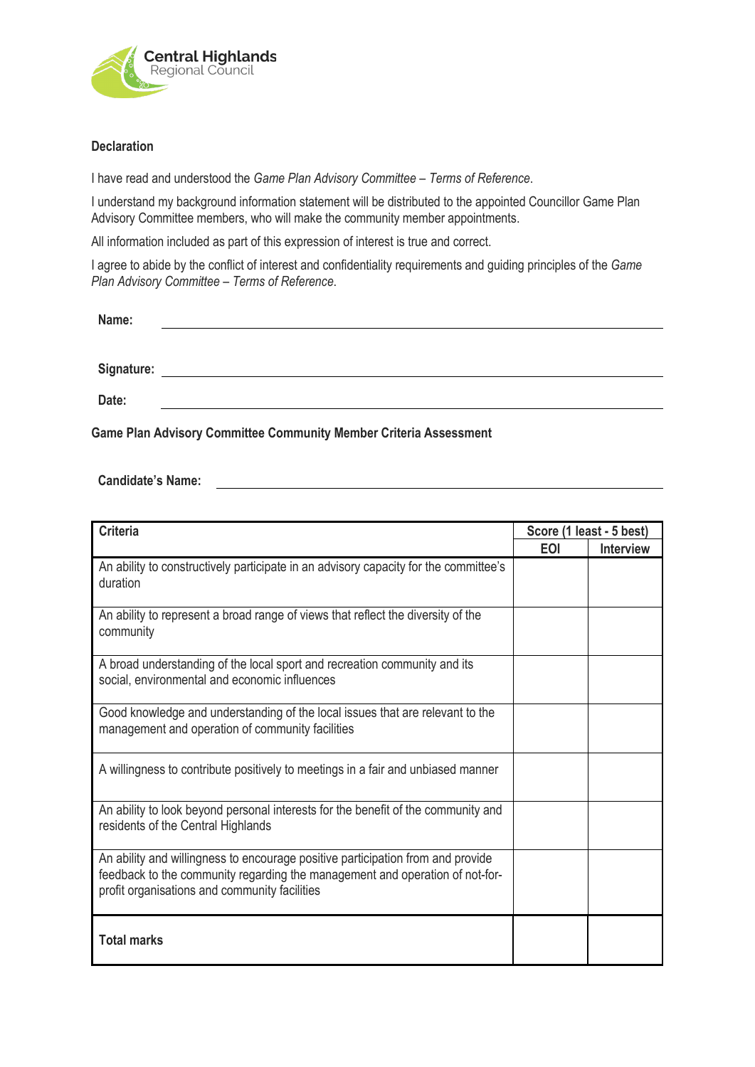**Declaration**

I have read and understood the *Game Plan Advisory Committee – Terms of Reference*.

I understand my background information statement will be distributed to the appointed Councillor Game Plan Advisory Committee members, who will make the community member appointments.

All information included as part of this expression of interest is true and correct.

I agree to abide by the conflict of interest and confidentiality requirements and guiding principles of the *Game Plan Advisory Committee – Terms of Reference*.

**Name:** ______________________________

**Signature:** ______________________________

**Date:** ______________________________

**Game Plan Advisory Committee Community Member Criteria Assessment**

**Candidate's Name:** ______________________________

| Criteria | Score (1 least - 5 best) | |
|---|---|---|
| | EOI | Interview |
| An ability to constructively participate in an advisory capacity for the committee's duration | | |
| An ability to represent a broad range of views that reflect the diversity of the community | | |
| A broad understanding of the local sport and recreation community and its social, environmental and economic influences | | |
| Good knowledge and understanding of the local issues that are relevant to the management and operation of community facilities | | |
| A willingness to contribute positively to meetings in a fair and unbiased manner | | |
| An ability to look beyond personal interests for the benefit of the community and residents of the Central Highlands | | |
| An ability and willingness to encourage positive participation from and provide feedback to the community regarding the management and operation of not-for-profit organisations and community facilities | | |
| **Total marks** | | |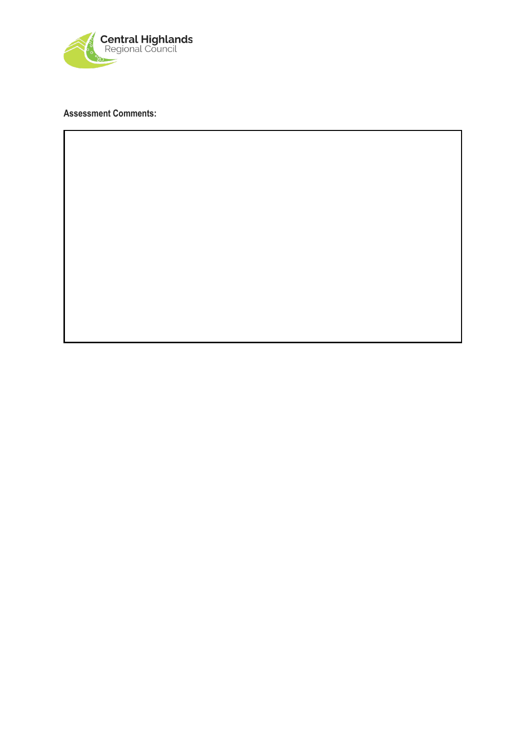**Assessment Comments:**

| |
|---|
| |